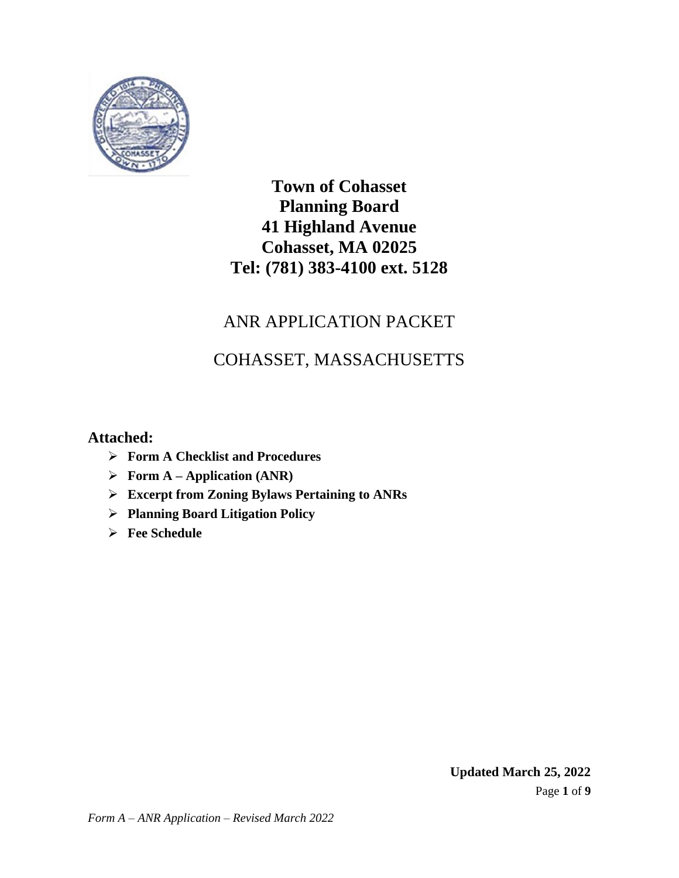# Town of Cohasset
# Planning Board
# 41 Highland Avenue
# Cohasset, MA 02025
# Tel: (781) 383-4100 ext. 5128

## ANR APPLICATION PACKET

## COHASSET, MASSACHUSETTS

### Attached:

- **Form A Checklist and Procedures**
- **Form A – Application (ANR)**
- **Excerpt from Zoning Bylaws Pertaining to ANRs**
- **Planning Board Litigation Policy**
- **Fee Schedule**

**Updated March 25, 2022**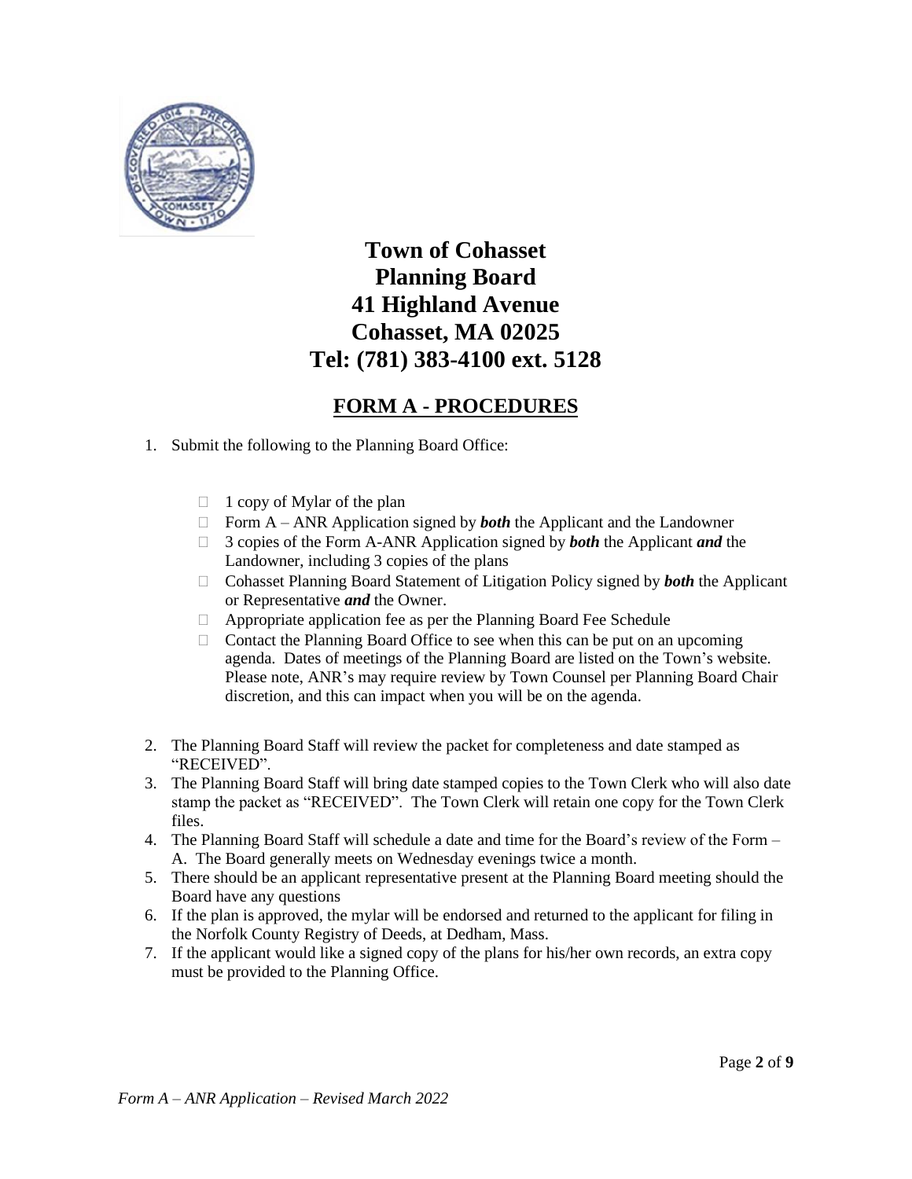# Town of Cohasset
# Planning Board
# 41 Highland Avenue
# Cohasset, MA 02025
# Tel: (781) 383-4100 ext. 5128

## FORM A - PROCEDURES

1. Submit the following to the Planning Board Office:

   - 1 copy of Mylar of the plan
   - Form A – ANR Application signed by ***both*** the Applicant and the Landowner
   - 3 copies of the Form A-ANR Application signed by ***both*** the Applicant ***and*** the Landowner, including 3 copies of the plans
   - Cohasset Planning Board Statement of Litigation Policy signed by ***both*** the Applicant or Representative ***and*** the Owner.
   - Appropriate application fee as per the Planning Board Fee Schedule
   - Contact the Planning Board Office to see when this can be put on an upcoming agenda. Dates of meetings of the Planning Board are listed on the Town's website. Please note, ANR's may require review by Town Counsel per Planning Board Chair discretion, and this can impact when you will be on the agenda.

2. The Planning Board Staff will review the packet for completeness and date stamped as "RECEIVED".
3. The Planning Board Staff will bring date stamped copies to the Town Clerk who will also date stamp the packet as "RECEIVED". The Town Clerk will retain one copy for the Town Clerk files.
4. The Planning Board Staff will schedule a date and time for the Board's review of the Form – A. The Board generally meets on Wednesday evenings twice a month.
5. There should be an applicant representative present at the Planning Board meeting should the Board have any questions
6. If the plan is approved, the mylar will be endorsed and returned to the applicant for filing in the Norfolk County Registry of Deeds, at Dedham, Mass.
7. If the applicant would like a signed copy of the plans for his/her own records, an extra copy must be provided to the Planning Office.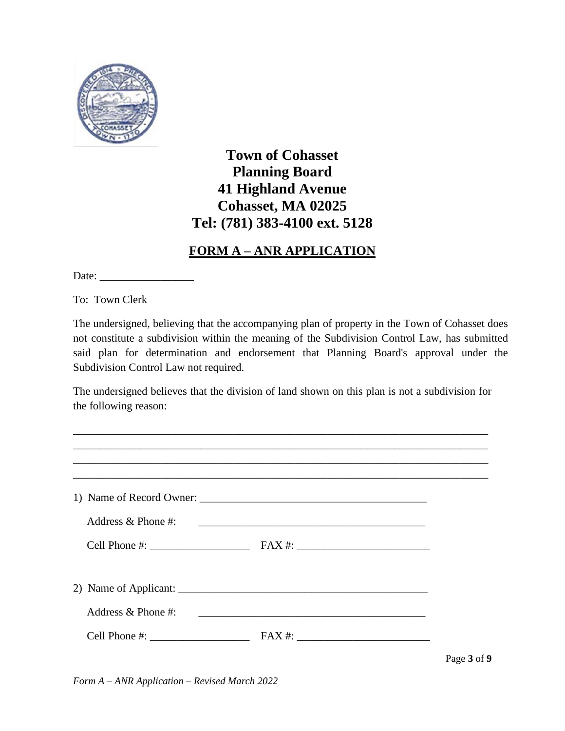**Town of Cohasset**
**Planning Board**
**41 Highland Avenue**
**Cohasset, MA 02025**
**Tel: (781) 383-4100 ext. 5128**

## FORM A – ANR APPLICATION

Date: _________________

To: Town Clerk

The undersigned, believing that the accompanying plan of property in the Town of Cohasset does not constitute a subdivision within the meaning of the Subdivision Control Law, has submitted said plan for determination and endorsement that Planning Board's approval under the Subdivision Control Law not required.

The undersigned believes that the division of land shown on this plan is not a subdivision for the following reason:

_____________________________________________________________________________
_____________________________________________________________________________
_____________________________________________________________________________
_____________________________________________________________________________

1) Name of Record Owner: ___________________________________________

   Address & Phone #: ___________________________________________

   Cell Phone #: __________________ FAX #: ________________________

2) Name of Applicant: ______________________________________________

   Address & Phone #: ___________________________________________

   Cell Phone #: __________________ FAX #: ________________________

*Form A – ANR Application – Revised March 2022*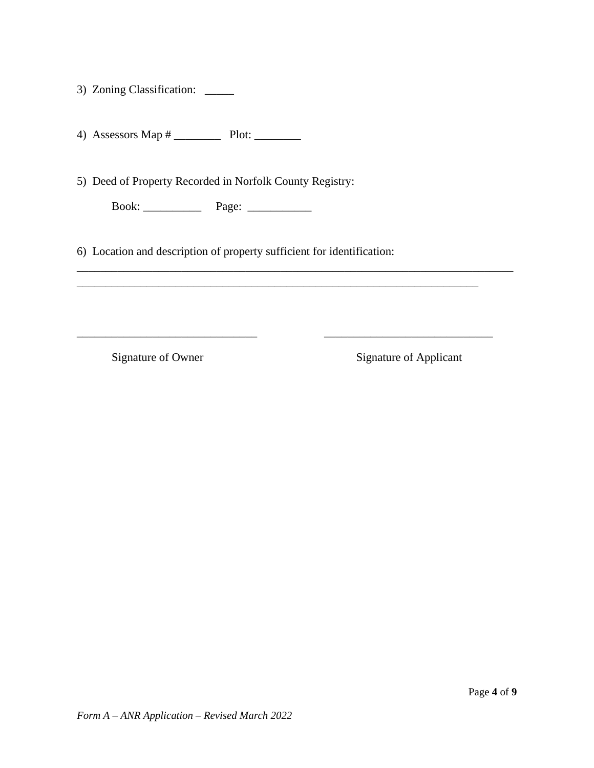3) Zoning Classification: _____

4) Assessors Map # ________ Plot: ________

5) Deed of Property Recorded in Norfolk County Registry:

Book: __________ Page: ___________

6) Location and description of property sufficient for identification:

_____________________________________________________________________________

______________________________________________________________________

______________________________ ____________________________

Signature of Owner Signature of Applicant

*Form A – ANR Application – Revised March 2022*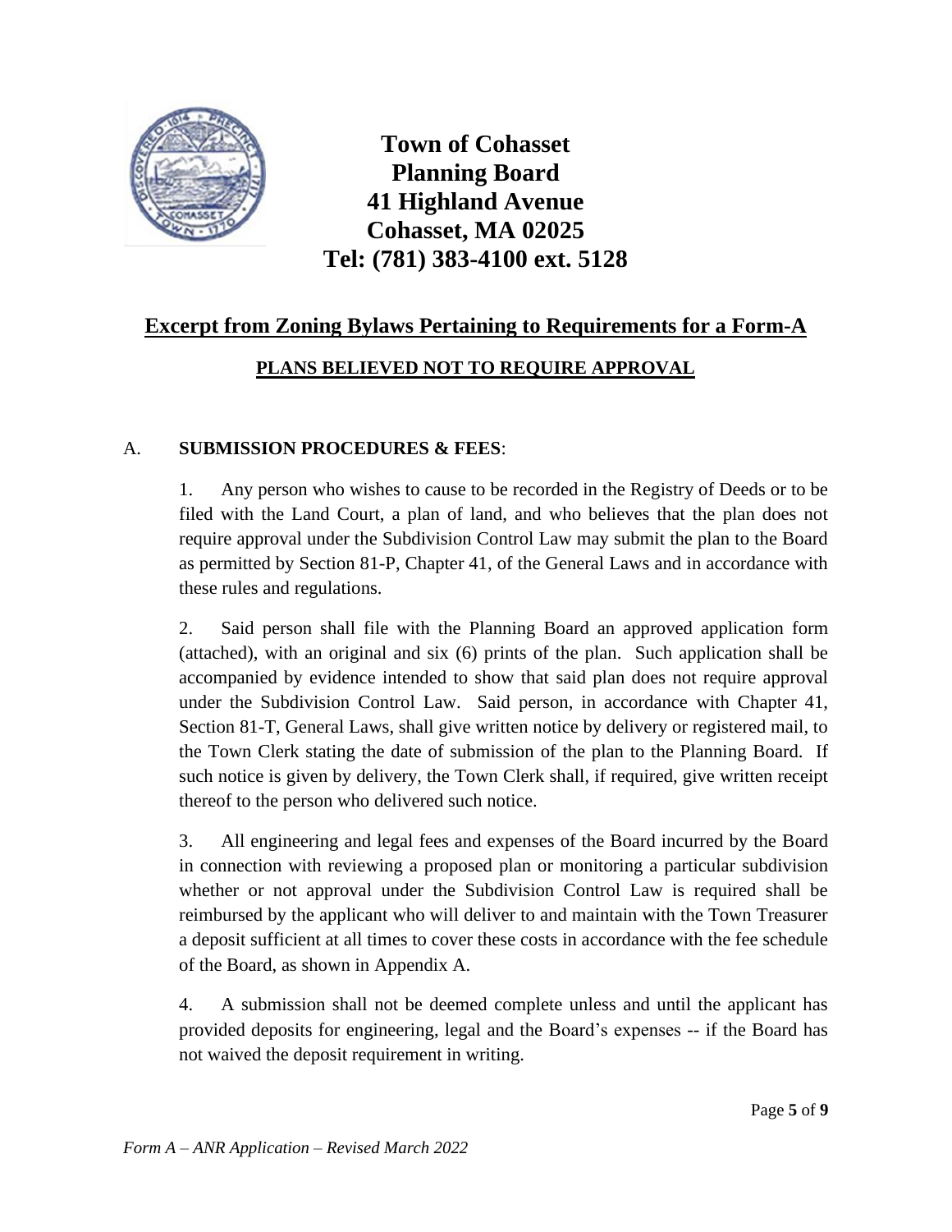# Town of Cohasset
# Planning Board
# 41 Highland Avenue
# Cohasset, MA 02025
# Tel: (781) 383-4100 ext. 5128

## Excerpt from Zoning Bylaws Pertaining to Requirements for a Form-A

### PLANS BELIEVED NOT TO REQUIRE APPROVAL

A. **SUBMISSION PROCEDURES & FEES**:

1. Any person who wishes to cause to be recorded in the Registry of Deeds or to be filed with the Land Court, a plan of land, and who believes that the plan does not require approval under the Subdivision Control Law may submit the plan to the Board as permitted by Section 81-P, Chapter 41, of the General Laws and in accordance with these rules and regulations.

2. Said person shall file with the Planning Board an approved application form (attached), with an original and six (6) prints of the plan. Such application shall be accompanied by evidence intended to show that said plan does not require approval under the Subdivision Control Law. Said person, in accordance with Chapter 41, Section 81-T, General Laws, shall give written notice by delivery or registered mail, to the Town Clerk stating the date of submission of the plan to the Planning Board. If such notice is given by delivery, the Town Clerk shall, if required, give written receipt thereof to the person who delivered such notice.

3. All engineering and legal fees and expenses of the Board incurred by the Board in connection with reviewing a proposed plan or monitoring a particular subdivision whether or not approval under the Subdivision Control Law is required shall be reimbursed by the applicant who will deliver to and maintain with the Town Treasurer a deposit sufficient at all times to cover these costs in accordance with the fee schedule of the Board, as shown in Appendix A.

4. A submission shall not be deemed complete unless and until the applicant has provided deposits for engineering, legal and the Board's expenses -- if the Board has not waived the deposit requirement in writing.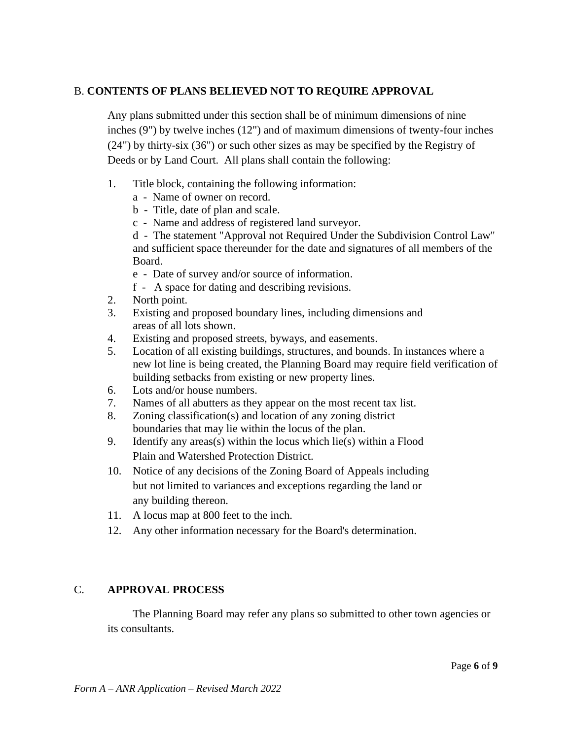## B. **CONTENTS OF PLANS BELIEVED NOT TO REQUIRE APPROVAL**

Any plans submitted under this section shall be of minimum dimensions of nine inches (9") by twelve inches (12") and of maximum dimensions of twenty-four inches (24") by thirty-six (36") or such other sizes as may be specified by the Registry of Deeds or by Land Court. All plans shall contain the following:

1. Title block, containing the following information:
   a - Name of owner on record.
   b - Title, date of plan and scale.
   c - Name and address of registered land surveyor.
   d - The statement "Approval not Required Under the Subdivision Control Law" and sufficient space thereunder for the date and signatures of all members of the Board.
   e - Date of survey and/or source of information.
   f - A space for dating and describing revisions.
2. North point.
3. Existing and proposed boundary lines, including dimensions and areas of all lots shown.
4. Existing and proposed streets, byways, and easements.
5. Location of all existing buildings, structures, and bounds. In instances where a new lot line is being created, the Planning Board may require field verification of building setbacks from existing or new property lines.
6. Lots and/or house numbers.
7. Names of all abutters as they appear on the most recent tax list.
8. Zoning classification(s) and location of any zoning district boundaries that may lie within the locus of the plan.
9. Identify any areas(s) within the locus which lie(s) within a Flood Plain and Watershed Protection District.
10. Notice of any decisions of the Zoning Board of Appeals including but not limited to variances and exceptions regarding the land or any building thereon.
11. A locus map at 800 feet to the inch.
12. Any other information necessary for the Board's determination.

## C. **APPROVAL PROCESS**

The Planning Board may refer any plans so submitted to other town agencies or its consultants.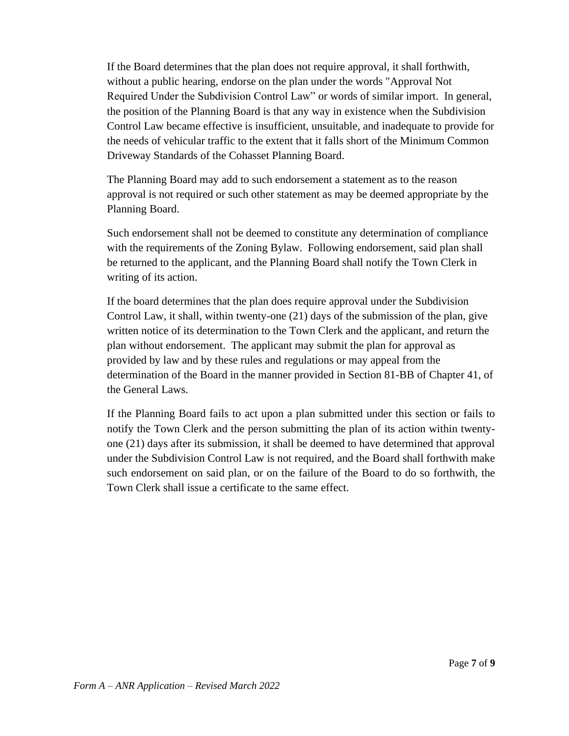If the Board determines that the plan does not require approval, it shall forthwith, without a public hearing, endorse on the plan under the words "Approval Not Required Under the Subdivision Control Law" or words of similar import. In general, the position of the Planning Board is that any way in existence when the Subdivision Control Law became effective is insufficient, unsuitable, and inadequate to provide for the needs of vehicular traffic to the extent that it falls short of the Minimum Common Driveway Standards of the Cohasset Planning Board.

The Planning Board may add to such endorsement a statement as to the reason approval is not required or such other statement as may be deemed appropriate by the Planning Board.

Such endorsement shall not be deemed to constitute any determination of compliance with the requirements of the Zoning Bylaw. Following endorsement, said plan shall be returned to the applicant, and the Planning Board shall notify the Town Clerk in writing of its action.

If the board determines that the plan does require approval under the Subdivision Control Law, it shall, within twenty-one (21) days of the submission of the plan, give written notice of its determination to the Town Clerk and the applicant, and return the plan without endorsement. The applicant may submit the plan for approval as provided by law and by these rules and regulations or may appeal from the determination of the Board in the manner provided in Section 81-BB of Chapter 41, of the General Laws.

If the Planning Board fails to act upon a plan submitted under this section or fails to notify the Town Clerk and the person submitting the plan of its action within twenty-one (21) days after its submission, it shall be deemed to have determined that approval under the Subdivision Control Law is not required, and the Board shall forthwith make such endorsement on said plan, or on the failure of the Board to do so forthwith, the Town Clerk shall issue a certificate to the same effect.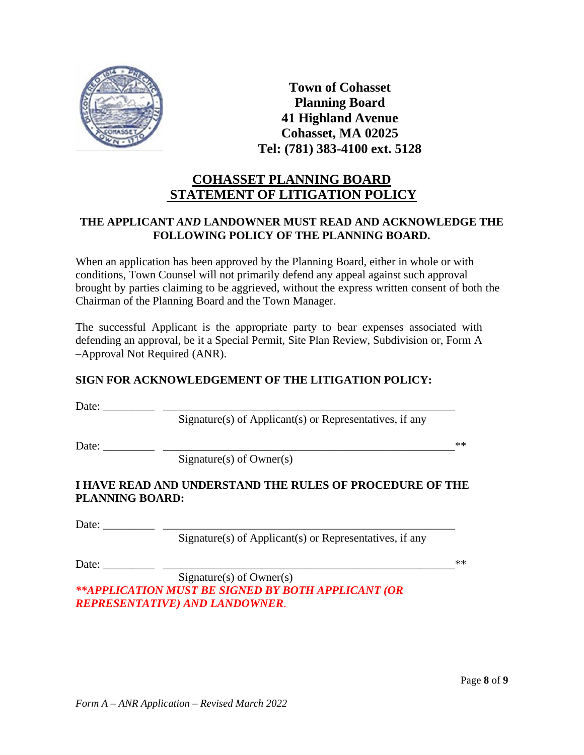**Town of Cohasset**
**Planning Board**
**41 Highland Avenue**
**Cohasset, MA 02025**
**Tel: (781) 383-4100 ext. 5128**

# COHASSET PLANNING BOARD STATEMENT OF LITIGATION POLICY

**THE APPLICANT *AND* LANDOWNER MUST READ AND ACKNOWLEDGE THE FOLLOWING POLICY OF THE PLANNING BOARD.**

When an application has been approved by the Planning Board, either in whole or with conditions, Town Counsel will not primarily defend any appeal against such approval brought by parties claiming to be aggrieved, without the express written consent of both the Chairman of the Planning Board and the Town Manager.

The successful Applicant is the appropriate party to bear expenses associated with defending an approval, be it a Special Permit, Site Plan Review, Subdivision or, Form A –Approval Not Required (ANR).

**SIGN FOR ACKNOWLEDGEMENT OF THE LITIGATION POLICY:**

Date: _________ ______________________________________________________
Signature(s) of Applicant(s) or Representatives, if any

Date: _________ ______________________________________________________**
Signature(s) of Owner(s)

**I HAVE READ AND UNDERSTAND THE RULES OF PROCEDURE OF THE PLANNING BOARD:**

Date: _________ ______________________________________________________
Signature(s) of Applicant(s) or Representatives, if any

Date: _________ ______________________________________________________**
Signature(s) of Owner(s)

***\*\*APPLICATION MUST BE SIGNED BY BOTH APPLICANT (OR REPRESENTATIVE) AND LANDOWNER.***

*Form A – ANR Application – Revised March 2022*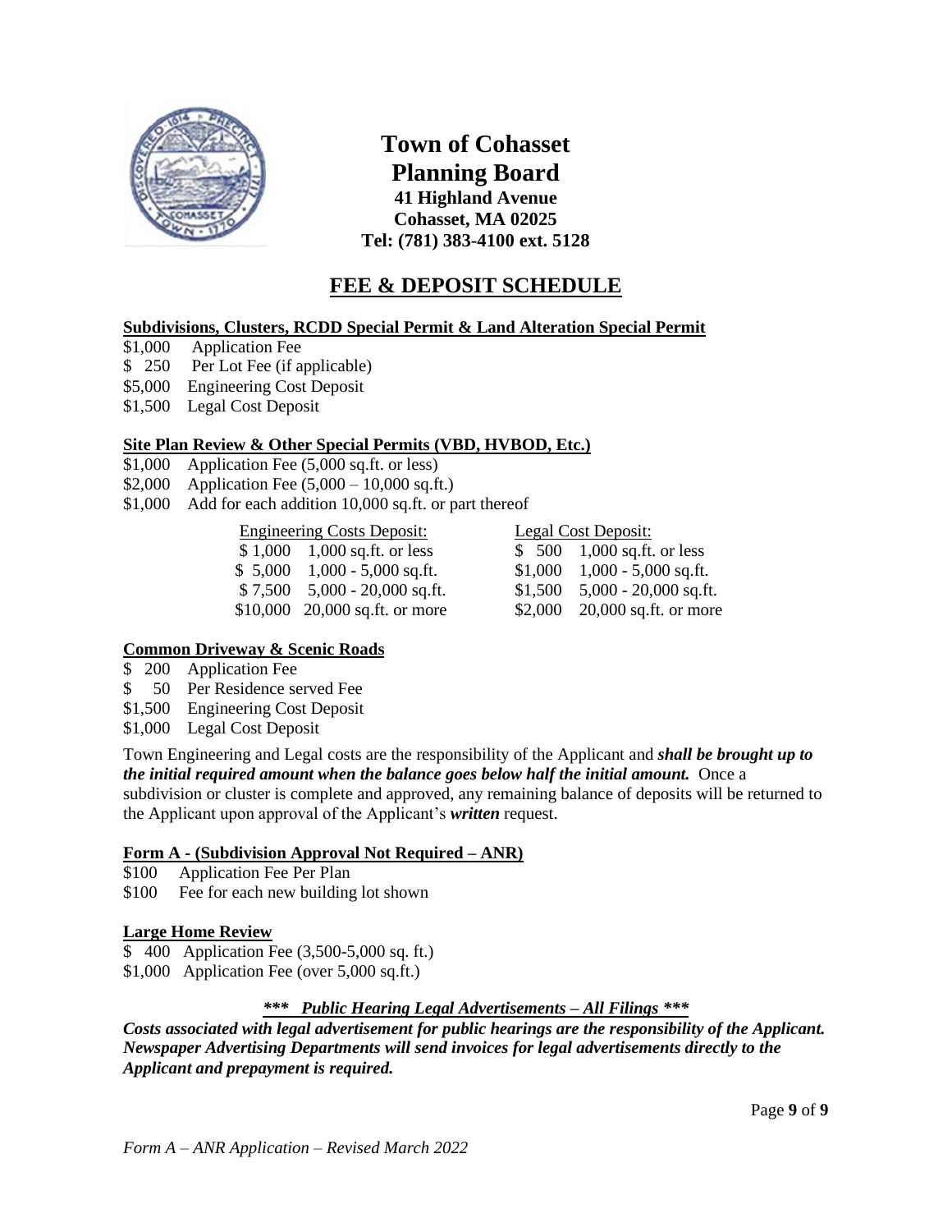# Town of Cohasset
# Planning Board

**41 Highland Avenue**
**Cohasset, MA 02025**
**Tel: (781) 383-4100 ext. 5128**

## FEE & DEPOSIT SCHEDULE

### Subdivisions, Clusters, RCDD Special Permit & Land Alteration Special Permit

$1,000 Application Fee
$ 250 Per Lot Fee (if applicable)
$5,000 Engineering Cost Deposit
$1,500 Legal Cost Deposit

### Site Plan Review & Other Special Permits (VBD, HVBOD, Etc.)

$1,000 Application Fee (5,000 sq.ft. or less)
$2,000 Application Fee (5,000 – 10,000 sq.ft.)
$1,000 Add for each addition 10,000 sq.ft. or part thereof

| Engineering Costs Deposit: | | Legal Cost Deposit: | |
|---|---|---|---|
| $ 1,000 | 1,000 sq.ft. or less | $ 500 | 1,000 sq.ft. or less |
| $ 5,000 | 1,000 - 5,000 sq.ft. | $1,000 | 1,000 - 5,000 sq.ft. |
| $ 7,500 | 5,000 - 20,000 sq.ft. | $1,500 | 5,000 - 20,000 sq.ft. |
| $10,000 | 20,000 sq.ft. or more | $2,000 | 20,000 sq.ft. or more |

### Common Driveway & Scenic Roads

$ 200 Application Fee
$ 50 Per Residence served Fee
$1,500 Engineering Cost Deposit
$1,000 Legal Cost Deposit

Town Engineering and Legal costs are the responsibility of the Applicant and ***shall be brought up to the initial required amount when the balance goes below half the initial amount.*** Once a subdivision or cluster is complete and approved, any remaining balance of deposits will be returned to the Applicant upon approval of the Applicant's ***written*** request.

### Form A - (Subdivision Approval Not Required – ANR)

$100 Application Fee Per Plan
$100 Fee for each new building lot shown

### Large Home Review

$ 400 Application Fee (3,500-5,000 sq. ft.)
$1,000 Application Fee (over 5,000 sq.ft.)

***\*\*\* Public Hearing Legal Advertisements – All Filings \*\*\****

***Costs associated with legal advertisement for public hearings are the responsibility of the Applicant. Newspaper Advertising Departments will send invoices for legal advertisements directly to the Applicant and prepayment is required.***